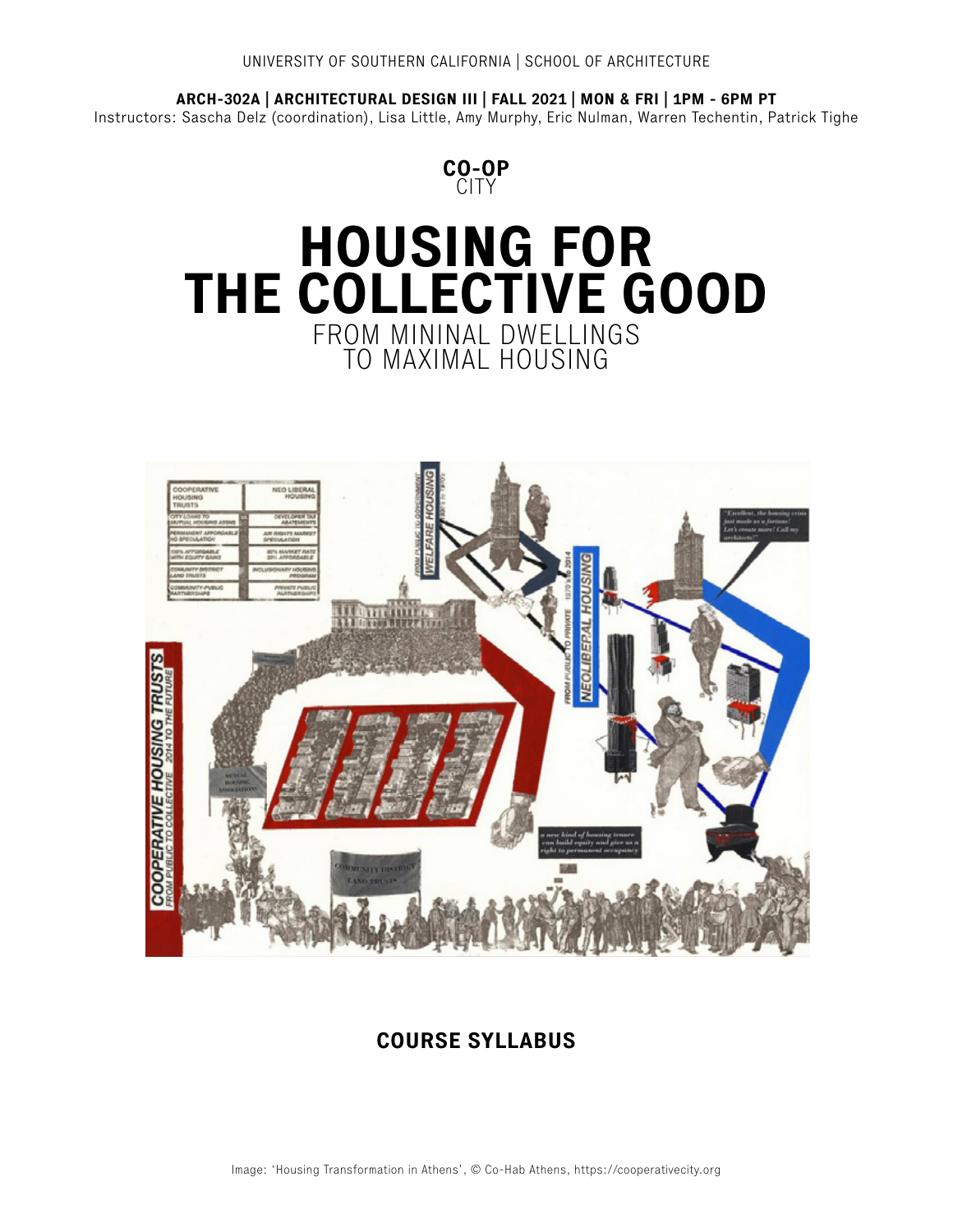UNIVERSITY OF SOUTHERN CALIFORNIA | SCHOOL OF ARCHITECTURE

**ARCH-302A | ARCHITECTURAL DESIGN III | FALL 2021 | MON & FRI | 1PM - 6PM PT**
Instructors: Sascha Delz (coordination), Lisa Little, Amy Murphy, Eric Nulman, Warren Techentin, Patrick Tighe

**CO-OP**
CITY

# HOUSING FOR THE COLLECTIVE GOOD

FROM MININAL DWELLINGS
TO MAXIMAL HOUSING

## COURSE SYLLABUS

Image: 'Housing Transformation in Athens', © Co-Hab Athens, https://cooperativecity.org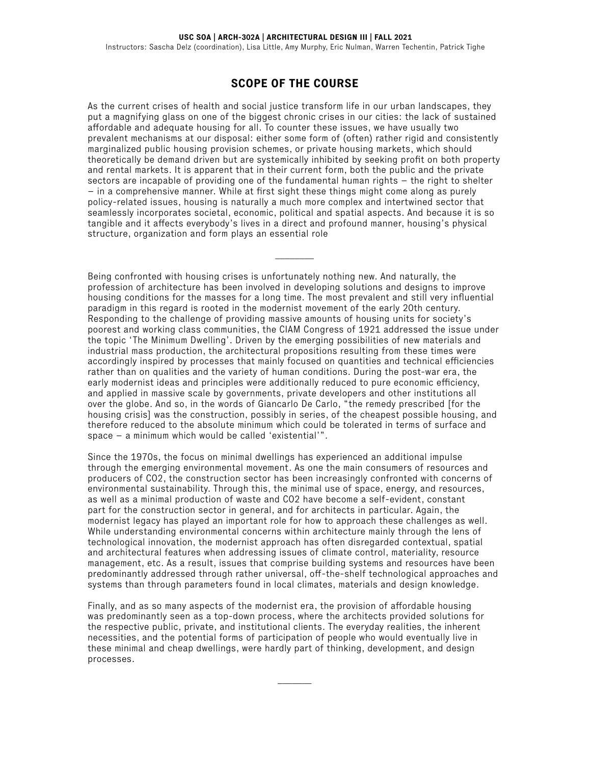## SCOPE OF THE COURSE

As the current crises of health and social justice transform life in our urban landscapes, they put a magnifying glass on one of the biggest chronic crises in our cities: the lack of sustained affordable and adequate housing for all. To counter these issues, we have usually two prevalent mechanisms at our disposal: either some form of (often) rather rigid and consistently marginalized public housing provision schemes, or private housing markets, which should theoretically be demand driven but are systemically inhibited by seeking profit on both property and rental markets. It is apparent that in their current form, both the public and the private sectors are incapable of providing one of the fundamental human rights – the right to shelter – in a comprehensive manner. While at first sight these things might come along as purely policy-related issues, housing is naturally a much more complex and intertwined sector that seamlessly incorporates societal, economic, political and spatial aspects. And because it is so tangible and it affects everybody's lives in a direct and profound manner, housing's physical structure, organization and form plays an essential role

---

Being confronted with housing crises is unfortunately nothing new. And naturally, the profession of architecture has been involved in developing solutions and designs to improve housing conditions for the masses for a long time. The most prevalent and still very influential paradigm in this regard is rooted in the modernist movement of the early 20th century. Responding to the challenge of providing massive amounts of housing units for society's poorest and working class communities, the CIAM Congress of 1921 addressed the issue under the topic 'The Minimum Dwelling'. Driven by the emerging possibilities of new materials and industrial mass production, the architectural propositions resulting from these times were accordingly inspired by processes that mainly focused on quantities and technical efficiencies rather than on qualities and the variety of human conditions. During the post-war era, the early modernist ideas and principles were additionally reduced to pure economic efficiency, and applied in massive scale by governments, private developers and other institutions all over the globe. And so, in the words of Giancarlo De Carlo, "the remedy prescribed [for the housing crisis] was the construction, possibly in series, of the cheapest possible housing, and therefore reduced to the absolute minimum which could be tolerated in terms of surface and space – a minimum which would be called 'existential'".

Since the 1970s, the focus on minimal dwellings has experienced an additional impulse through the emerging environmental movement. As one the main consumers of resources and producers of $CO_2$, the construction sector has been increasingly confronted with concerns of environmental sustainability. Through this, the minimal use of space, energy, and resources, as well as a minimal production of waste and $CO_2$ have become a self-evident, constant part for the construction sector in general, and for architects in particular. Again, the modernist legacy has played an important role for how to approach these challenges as well. While understanding environmental concerns within architecture mainly through the lens of technological innovation, the modernist approach has often disregarded contextual, spatial and architectural features when addressing issues of climate control, materiality, resource management, etc. As a result, issues that comprise building systems and resources have been predominantly addressed through rather universal, off-the-shelf technological approaches and systems than through parameters found in local climates, materials and design knowledge.

Finally, and as so many aspects of the modernist era, the provision of affordable housing was predominantly seen as a top-down process, where the architects provided solutions for the respective public, private, and institutional clients. The everyday realities, the inherent necessities, and the potential forms of participation of people who would eventually live in these minimal and cheap dwellings, were hardly part of thinking, development, and design processes.

---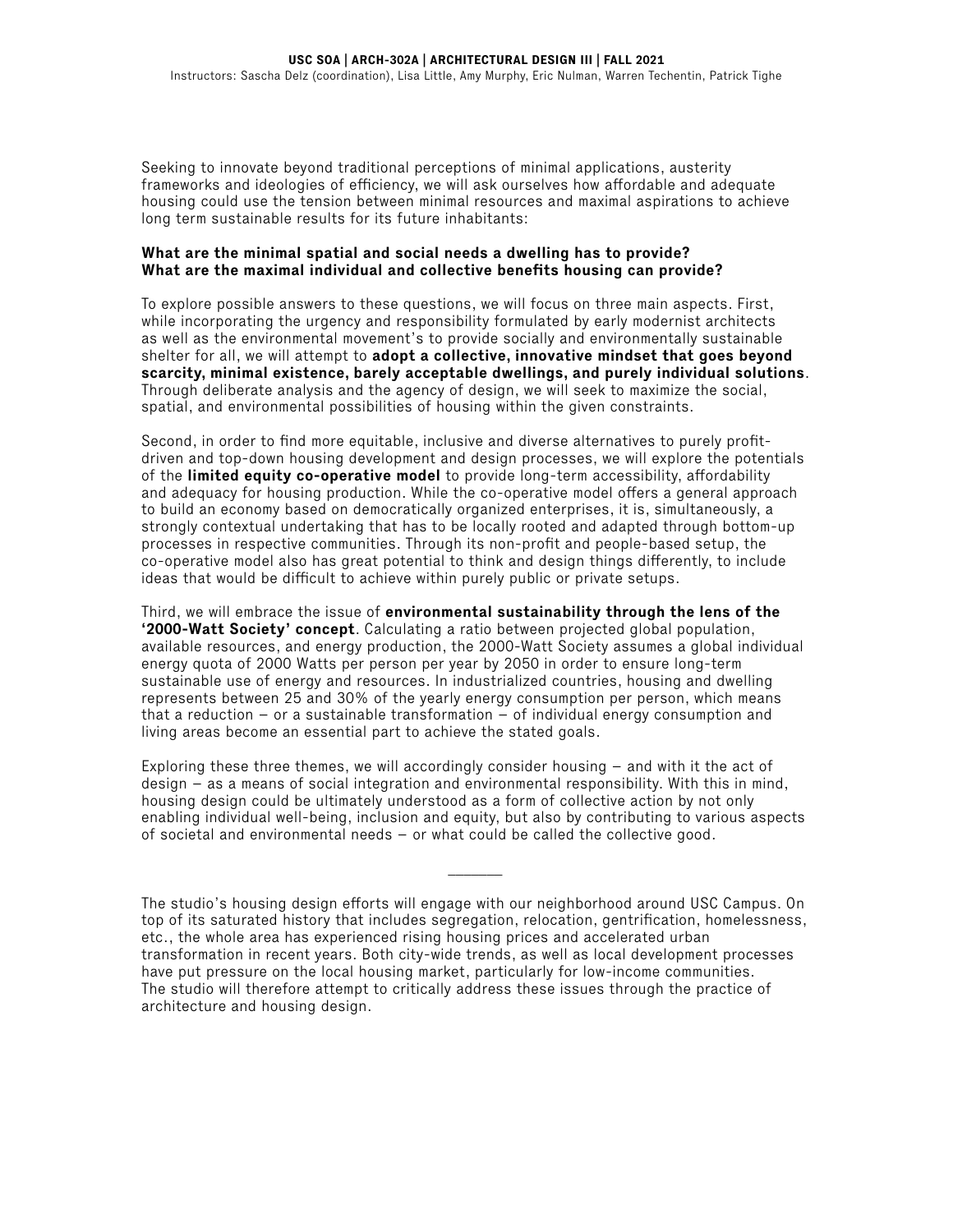Seeking to innovate beyond traditional perceptions of minimal applications, austerity frameworks and ideologies of efficiency, we will ask ourselves how affordable and adequate housing could use the tension between minimal resources and maximal aspirations to achieve long term sustainable results for its future inhabitants:

**What are the minimal spatial and social needs a dwelling has to provide?**
**What are the maximal individual and collective benefits housing can provide?**

To explore possible answers to these questions, we will focus on three main aspects. First, while incorporating the urgency and responsibility formulated by early modernist architects as well as the environmental movement's to provide socially and environmentally sustainable shelter for all, we will attempt to **adopt a collective, innovative mindset that goes beyond scarcity, minimal existence, barely acceptable dwellings, and purely individual solutions**. Through deliberate analysis and the agency of design, we will seek to maximize the social, spatial, and environmental possibilities of housing within the given constraints.

Second, in order to find more equitable, inclusive and diverse alternatives to purely profit-driven and top-down housing development and design processes, we will explore the potentials of the **limited equity co-operative model** to provide long-term accessibility, affordability and adequacy for housing production. While the co-operative model offers a general approach to build an economy based on democratically organized enterprises, it is, simultaneously, a strongly contextual undertaking that has to be locally rooted and adapted through bottom-up processes in respective communities. Through its non-profit and people-based setup, the co-operative model also has great potential to think and design things differently, to include ideas that would be difficult to achieve within purely public or private setups.

Third, we will embrace the issue of **environmental sustainability through the lens of the '2000-Watt Society' concept**. Calculating a ratio between projected global population, available resources, and energy production, the 2000-Watt Society assumes a global individual energy quota of 2000 Watts per person per year by 2050 in order to ensure long-term sustainable use of energy and resources. In industrialized countries, housing and dwelling represents between 25 and 30% of the yearly energy consumption per person, which means that a reduction – or a sustainable transformation – of individual energy consumption and living areas become an essential part to achieve the stated goals.

Exploring these three themes, we will accordingly consider housing – and with it the act of design – as a means of social integration and environmental responsibility. With this in mind, housing design could be ultimately understood as a form of collective action by not only enabling individual well-being, inclusion and equity, but also by contributing to various aspects of societal and environmental needs – or what could be called the collective good.

---

The studio's housing design efforts will engage with our neighborhood around USC Campus. On top of its saturated history that includes segregation, relocation, gentrification, homelessness, etc., the whole area has experienced rising housing prices and accelerated urban transformation in recent years. Both city-wide trends, as well as local development processes have put pressure on the local housing market, particularly for low-income communities. The studio will therefore attempt to critically address these issues through the practice of architecture and housing design.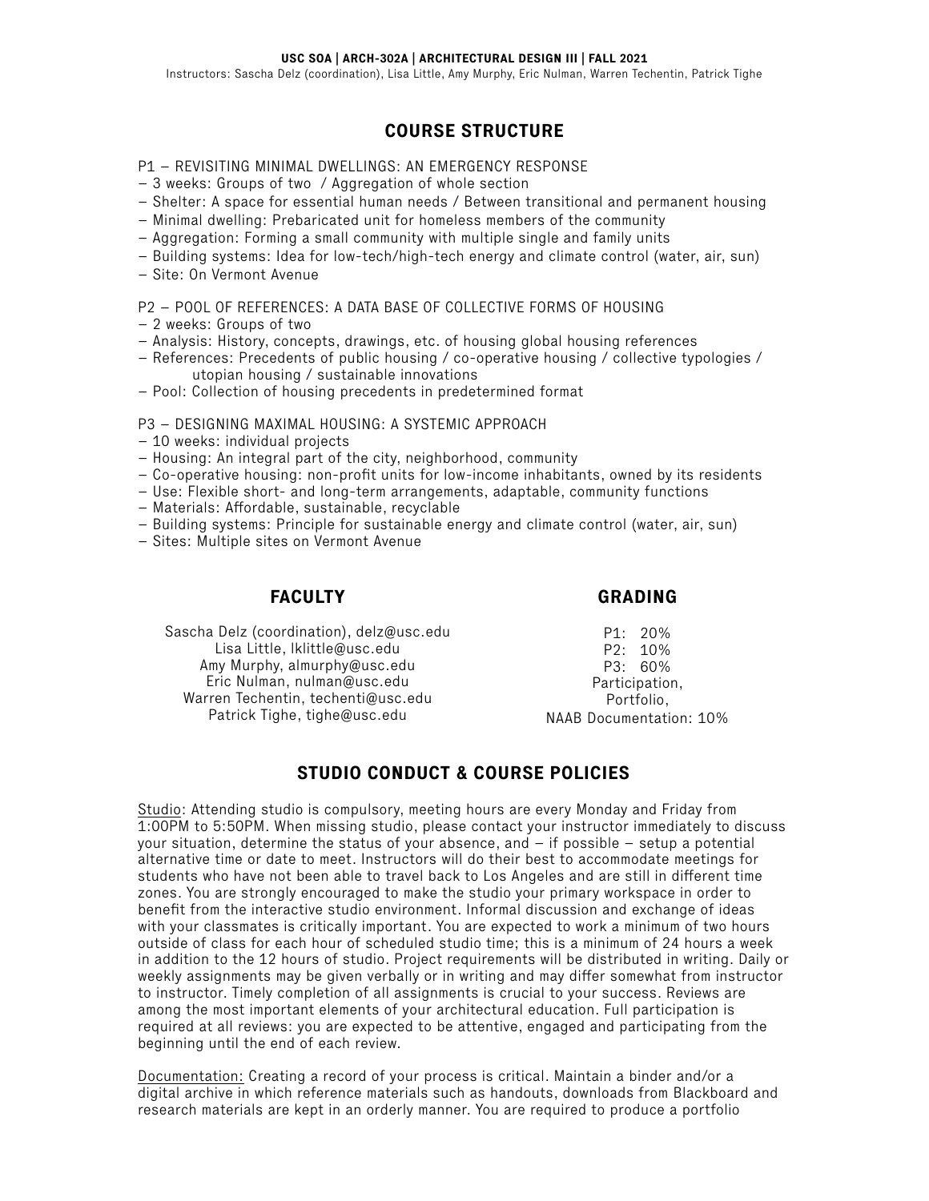## COURSE STRUCTURE

P1 – REVISITING MINIMAL DWELLINGS: AN EMERGENCY RESPONSE
– 3 weeks: Groups of two / Aggregation of whole section
– Shelter: A space for essential human needs / Between transitional and permanent housing
– Minimal dwelling: Prebaricated unit for homeless members of the community
– Aggregation: Forming a small community with multiple single and family units
– Building systems: Idea for low-tech/high-tech energy and climate control (water, air, sun)
– Site: On Vermont Avenue

P2 – POOL OF REFERENCES: A DATA BASE OF COLLECTIVE FORMS OF HOUSING
– 2 weeks: Groups of two
– Analysis: History, concepts, drawings, etc. of housing global housing references
– References: Precedents of public housing / co-operative housing / collective typologies / utopian housing / sustainable innovations
– Pool: Collection of housing precedents in predetermined format

P3 – DESIGNING MAXIMAL HOUSING: A SYSTEMIC APPROACH
– 10 weeks: individual projects
– Housing: An integral part of the city, neighborhood, community
– Co-operative housing: non-profit units for low-income inhabitants, owned by its residents
– Use: Flexible short- and long-term arrangements, adaptable, community functions
– Materials: Affordable, sustainable, recyclable
– Building systems: Principle for sustainable energy and climate control (water, air, sun)
– Sites: Multiple sites on Vermont Avenue

## FACULTY

Sascha Delz (coordination), delz@usc.edu
Lisa Little, lklittle@usc.edu
Amy Murphy, almurphy@usc.edu
Eric Nulman, nulman@usc.edu
Warren Techentin, techenti@usc.edu
Patrick Tighe, tighe@usc.edu

## GRADING

P1: 20%
P2: 10%
P3: 60%
Participation,
Portfolio,
NAAB Documentation: 10%

## STUDIO CONDUCT & COURSE POLICIES

Studio: Attending studio is compulsory, meeting hours are every Monday and Friday from 1:00PM to 5:50PM. When missing studio, please contact your instructor immediately to discuss your situation, determine the status of your absence, and – if possible – setup a potential alternative time or date to meet. Instructors will do their best to accommodate meetings for students who have not been able to travel back to Los Angeles and are still in different time zones. You are strongly encouraged to make the studio your primary workspace in order to benefit from the interactive studio environment. Informal discussion and exchange of ideas with your classmates is critically important. You are expected to work a minimum of two hours outside of class for each hour of scheduled studio time; this is a minimum of 24 hours a week in addition to the 12 hours of studio. Project requirements will be distributed in writing. Daily or weekly assignments may be given verbally or in writing and may differ somewhat from instructor to instructor. Timely completion of all assignments is crucial to your success. Reviews are among the most important elements of your architectural education. Full participation is required at all reviews: you are expected to be attentive, engaged and participating from the beginning until the end of each review.

Documentation: Creating a record of your process is critical. Maintain a binder and/or a digital archive in which reference materials such as handouts, downloads from Blackboard and research materials are kept in an orderly manner. You are required to produce a portfolio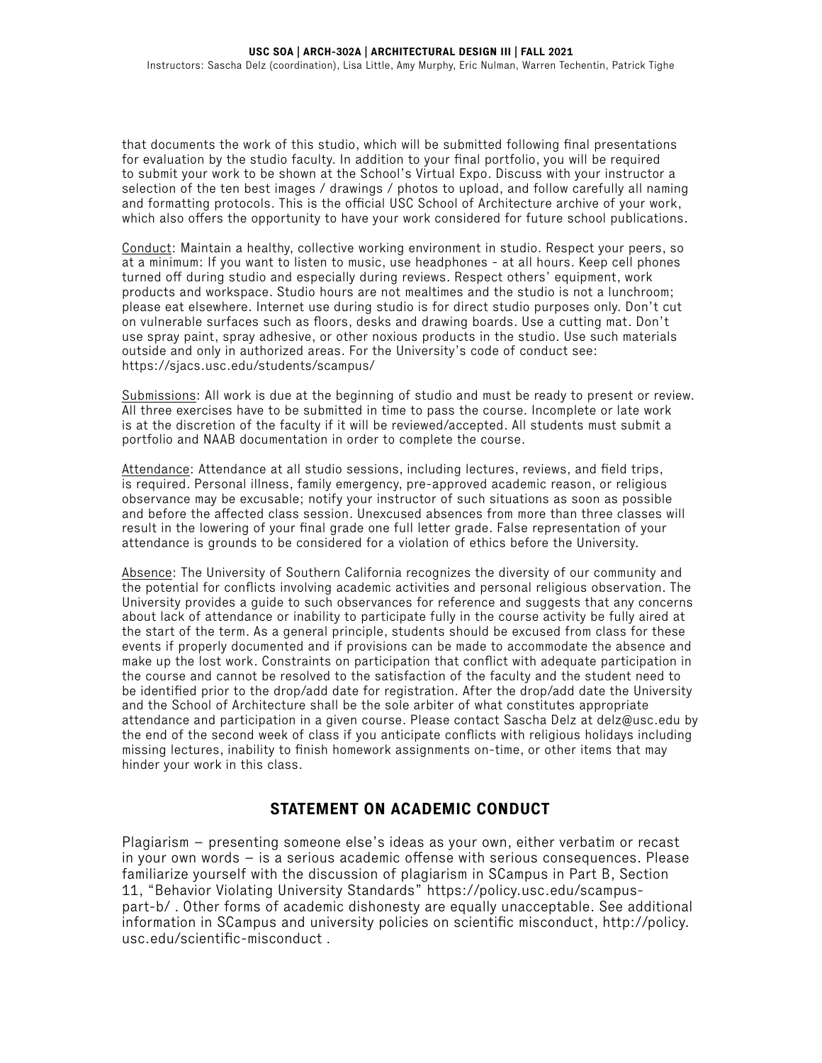that documents the work of this studio, which will be submitted following final presentations for evaluation by the studio faculty. In addition to your final portfolio, you will be required to submit your work to be shown at the School's Virtual Expo. Discuss with your instructor a selection of the ten best images / drawings / photos to upload, and follow carefully all naming and formatting protocols. This is the official USC School of Architecture archive of your work, which also offers the opportunity to have your work considered for future school publications.

Conduct: Maintain a healthy, collective working environment in studio. Respect your peers, so at a minimum: If you want to listen to music, use headphones - at all hours. Keep cell phones turned off during studio and especially during reviews. Respect others' equipment, work products and workspace. Studio hours are not mealtimes and the studio is not a lunchroom; please eat elsewhere. Internet use during studio is for direct studio purposes only. Don't cut on vulnerable surfaces such as floors, desks and drawing boards. Use a cutting mat. Don't use spray paint, spray adhesive, or other noxious products in the studio. Use such materials outside and only in authorized areas. For the University's code of conduct see: https://sjacs.usc.edu/students/scampus/

Submissions: All work is due at the beginning of studio and must be ready to present or review. All three exercises have to be submitted in time to pass the course. Incomplete or late work is at the discretion of the faculty if it will be reviewed/accepted. All students must submit a portfolio and NAAB documentation in order to complete the course.

Attendance: Attendance at all studio sessions, including lectures, reviews, and field trips, is required. Personal illness, family emergency, pre-approved academic reason, or religious observance may be excusable; notify your instructor of such situations as soon as possible and before the affected class session. Unexcused absences from more than three classes will result in the lowering of your final grade one full letter grade. False representation of your attendance is grounds to be considered for a violation of ethics before the University.

Absence: The University of Southern California recognizes the diversity of our community and the potential for conflicts involving academic activities and personal religious observation. The University provides a guide to such observances for reference and suggests that any concerns about lack of attendance or inability to participate fully in the course activity be fully aired at the start of the term. As a general principle, students should be excused from class for these events if properly documented and if provisions can be made to accommodate the absence and make up the lost work. Constraints on participation that conflict with adequate participation in the course and cannot be resolved to the satisfaction of the faculty and the student need to be identified prior to the drop/add date for registration. After the drop/add date the University and the School of Architecture shall be the sole arbiter of what constitutes appropriate attendance and participation in a given course. Please contact Sascha Delz at delz@usc.edu by the end of the second week of class if you anticipate conflicts with religious holidays including missing lectures, inability to finish homework assignments on-time, or other items that may hinder your work in this class.

## STATEMENT ON ACADEMIC CONDUCT

Plagiarism – presenting someone else's ideas as your own, either verbatim or recast in your own words – is a serious academic offense with serious consequences. Please familiarize yourself with the discussion of plagiarism in SCampus in Part B, Section 11, "Behavior Violating University Standards" https://policy.usc.edu/scampus-part-b/ . Other forms of academic dishonesty are equally unacceptable. See additional information in SCampus and university policies on scientific misconduct, http://policy.usc.edu/scientific-misconduct .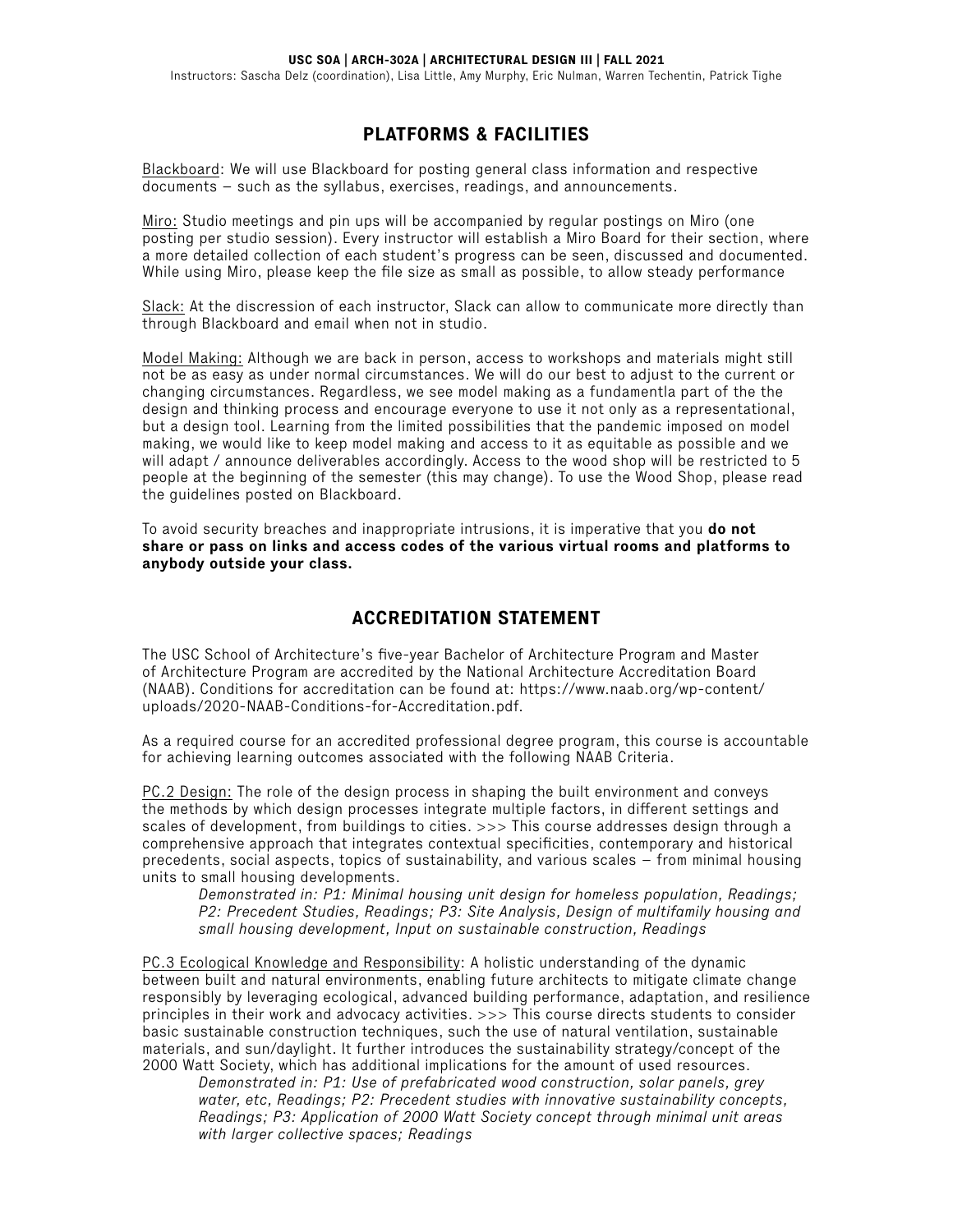## PLATFORMS & FACILITIES

Blackboard: We will use Blackboard for posting general class information and respective documents – such as the syllabus, exercises, readings, and announcements.

Miro: Studio meetings and pin ups will be accompanied by regular postings on Miro (one posting per studio session). Every instructor will establish a Miro Board for their section, where a more detailed collection of each student's progress can be seen, discussed and documented. While using Miro, please keep the file size as small as possible, to allow steady performance

Slack: At the discression of each instructor, Slack can allow to communicate more directly than through Blackboard and email when not in studio.

Model Making: Although we are back in person, access to workshops and materials might still not be as easy as under normal circumstances. We will do our best to adjust to the current or changing circumstances. Regardless, we see model making as a fundamentla part of the the design and thinking process and encourage everyone to use it not only as a representational, but a design tool. Learning from the limited possibilities that the pandemic imposed on model making, we would like to keep model making and access to it as equitable as possible and we will adapt / announce deliverables accordingly. Access to the wood shop will be restricted to 5 people at the beginning of the semester (this may change). To use the Wood Shop, please read the guidelines posted on Blackboard.

To avoid security breaches and inappropriate intrusions, it is imperative that you **do not share or pass on links and access codes of the various virtual rooms and platforms to anybody outside your class.**

## ACCREDITATION STATEMENT

The USC School of Architecture's five-year Bachelor of Architecture Program and Master of Architecture Program are accredited by the National Architecture Accreditation Board (NAAB). Conditions for accreditation can be found at: https://www.naab.org/wp-content/uploads/2020-NAAB-Conditions-for-Accreditation.pdf.

As a required course for an accredited professional degree program, this course is accountable for achieving learning outcomes associated with the following NAAB Criteria.

PC.2 Design: The role of the design process in shaping the built environment and conveys the methods by which design processes integrate multiple factors, in different settings and scales of development, from buildings to cities. >>> This course addresses design through a comprehensive approach that integrates contextual specificities, contemporary and historical precedents, social aspects, topics of sustainability, and various scales – from minimal housing units to small housing developments.

> *Demonstrated in: P1: Minimal housing unit design for homeless population, Readings; P2: Precedent Studies, Readings; P3: Site Analysis, Design of multifamily housing and small housing development, Input on sustainable construction, Readings*

PC.3 Ecological Knowledge and Responsibility: A holistic understanding of the dynamic between built and natural environments, enabling future architects to mitigate climate change responsibly by leveraging ecological, advanced building performance, adaptation, and resilience principles in their work and advocacy activities. >>> This course directs students to consider basic sustainable construction techniques, such the use of natural ventilation, sustainable materials, and sun/daylight. It further introduces the sustainability strategy/concept of the 2000 Watt Society, which has additional implications for the amount of used resources.

> *Demonstrated in: P1: Use of prefabricated wood construction, solar panels, grey water, etc, Readings; P2: Precedent studies with innovative sustainability concepts, Readings; P3: Application of 2000 Watt Society concept through minimal unit areas with larger collective spaces; Readings*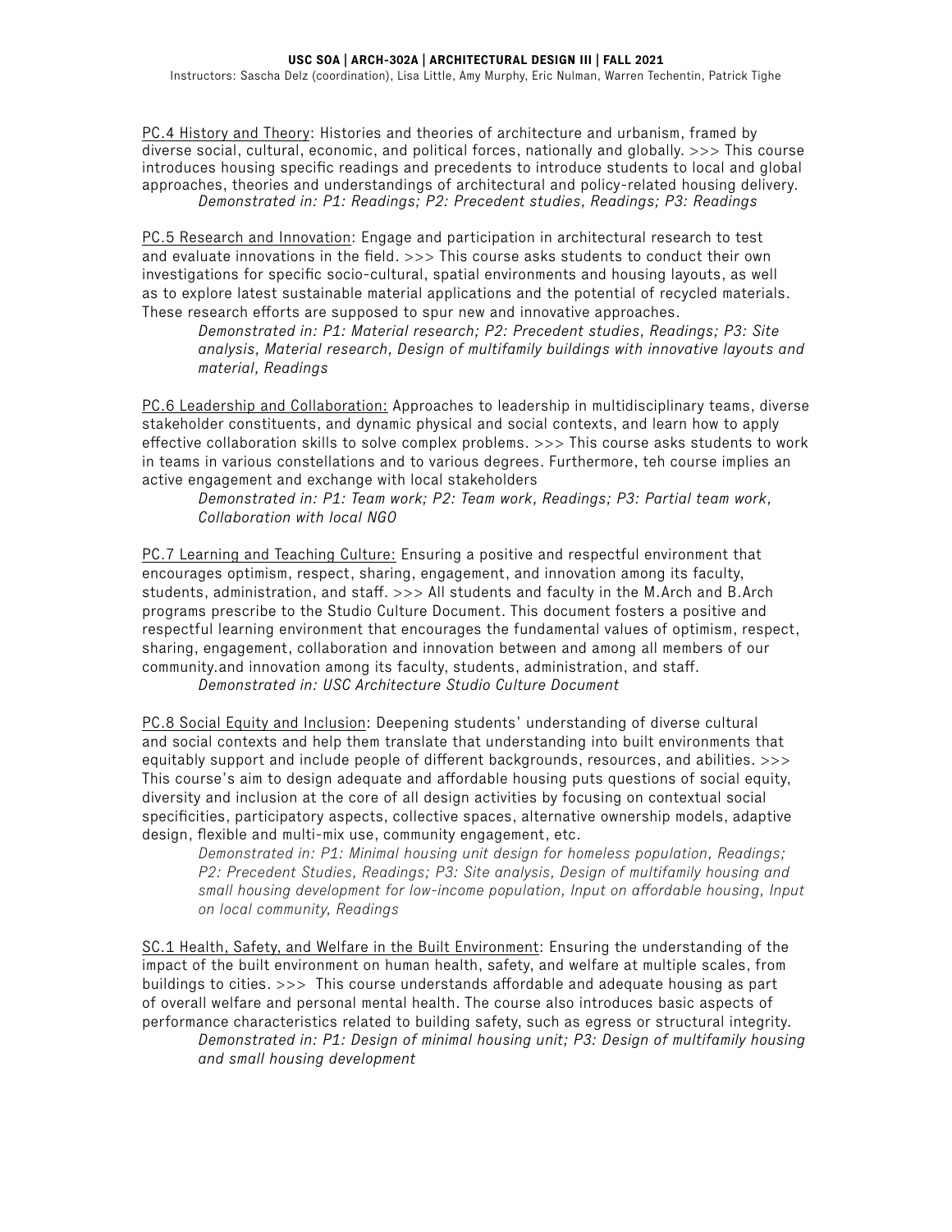<u>PC.4 History and Theory</u>: Histories and theories of architecture and urbanism, framed by diverse social, cultural, economic, and political forces, nationally and globally. >>> This course introduces housing specific readings and precedents to introduce students to local and global approaches, theories and understandings of architectural and policy-related housing delivery.

*Demonstrated in: P1: Readings; P2: Precedent studies, Readings; P3: Readings*

<u>PC.5 Research and Innovation</u>: Engage and participation in architectural research to test and evaluate innovations in the field. >>> This course asks students to conduct their own investigations for specific socio-cultural, spatial environments and housing layouts, as well as to explore latest sustainable material applications and the potential of recycled materials. These research efforts are supposed to spur new and innovative approaches.

*Demonstrated in: P1: Material research; P2: Precedent studies, Readings; P3: Site analysis, Material research, Design of multifamily buildings with innovative layouts and material, Readings*

<u>PC.6 Leadership and Collaboration:</u> Approaches to leadership in multidisciplinary teams, diverse stakeholder constituents, and dynamic physical and social contexts, and learn how to apply effective collaboration skills to solve complex problems. >>> This course asks students to work in teams in various constellations and to various degrees. Furthermore, teh course implies an active engagement and exchange with local stakeholders

*Demonstrated in: P1: Team work; P2: Team work, Readings; P3: Partial team work, Collaboration with local NGO*

<u>PC.7 Learning and Teaching Culture:</u> Ensuring a positive and respectful environment that encourages optimism, respect, sharing, engagement, and innovation among its faculty, students, administration, and staff. >>> All students and faculty in the M.Arch and B.Arch programs prescribe to the Studio Culture Document. This document fosters a positive and respectful learning environment that encourages the fundamental values of optimism, respect, sharing, engagement, collaboration and innovation between and among all members of our community.and innovation among its faculty, students, administration, and staff.

*Demonstrated in: USC Architecture Studio Culture Document*

<u>PC.8 Social Equity and Inclusion</u>: Deepening students' understanding of diverse cultural and social contexts and help them translate that understanding into built environments that equitably support and include people of different backgrounds, resources, and abilities. >>> This course's aim to design adequate and affordable housing puts questions of social equity, diversity and inclusion at the core of all design activities by focusing on contextual social specificities, participatory aspects, collective spaces, alternative ownership models, adaptive design, flexible and multi-mix use, community engagement, etc.

*Demonstrated in: P1: Minimal housing unit design for homeless population, Readings; P2: Precedent Studies, Readings; P3: Site analysis, Design of multifamily housing and small housing development for low-income population, Input on affordable housing, Input on local community, Readings*

<u>SC.1 Health, Safety, and Welfare in the Built Environment</u>: Ensuring the understanding of the impact of the built environment on human health, safety, and welfare at multiple scales, from buildings to cities. >>> This course understands affordable and adequate housing as part of overall welfare and personal mental health. The course also introduces basic aspects of performance characteristics related to building safety, such as egress or structural integrity.

*Demonstrated in: P1: Design of minimal housing unit; P3: Design of multifamily housing and small housing development*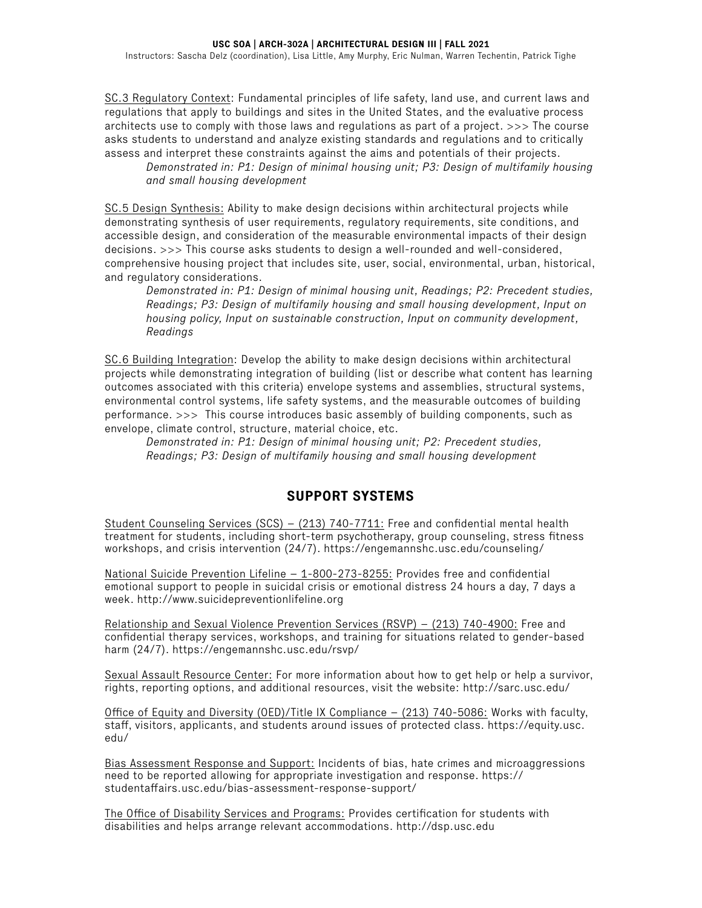SC.3 Regulatory Context: Fundamental principles of life safety, land use, and current laws and regulations that apply to buildings and sites in the United States, and the evaluative process architects use to comply with those laws and regulations as part of a project. >>> The course asks students to understand and analyze existing standards and regulations and to critically assess and interpret these constraints against the aims and potentials of their projects.

*Demonstrated in: P1: Design of minimal housing unit; P3: Design of multifamily housing and small housing development*

SC.5 Design Synthesis: Ability to make design decisions within architectural projects while demonstrating synthesis of user requirements, regulatory requirements, site conditions, and accessible design, and consideration of the measurable environmental impacts of their design decisions. >>> This course asks students to design a well-rounded and well-considered, comprehensive housing project that includes site, user, social, environmental, urban, historical, and regulatory considerations.

*Demonstrated in: P1: Design of minimal housing unit, Readings; P2: Precedent studies, Readings; P3: Design of multifamily housing and small housing development, Input on housing policy, Input on sustainable construction, Input on community development, Readings*

SC.6 Building Integration: Develop the ability to make design decisions within architectural projects while demonstrating integration of building (list or describe what content has learning outcomes associated with this criteria) envelope systems and assemblies, structural systems, environmental control systems, life safety systems, and the measurable outcomes of building performance. >>> This course introduces basic assembly of building components, such as envelope, climate control, structure, material choice, etc.

*Demonstrated in: P1: Design of minimal housing unit; P2: Precedent studies, Readings; P3: Design of multifamily housing and small housing development*

## SUPPORT SYSTEMS

Student Counseling Services (SCS) – (213) 740-7711: Free and confidential mental health treatment for students, including short-term psychotherapy, group counseling, stress fitness workshops, and crisis intervention (24/7). https://engemannshc.usc.edu/counseling/

National Suicide Prevention Lifeline – 1-800-273-8255: Provides free and confidential emotional support to people in suicidal crisis or emotional distress 24 hours a day, 7 days a week. http://www.suicidepreventionlifeline.org

Relationship and Sexual Violence Prevention Services (RSVP) – (213) 740-4900: Free and confidential therapy services, workshops, and training for situations related to gender-based harm (24/7). https://engemannshc.usc.edu/rsvp/

Sexual Assault Resource Center: For more information about how to get help or help a survivor, rights, reporting options, and additional resources, visit the website: http://sarc.usc.edu/

Office of Equity and Diversity (OED)/Title IX Compliance – (213) 740-5086: Works with faculty, staff, visitors, applicants, and students around issues of protected class. https://equity.usc.edu/

Bias Assessment Response and Support: Incidents of bias, hate crimes and microaggressions need to be reported allowing for appropriate investigation and response. https://studentaffairs.usc.edu/bias-assessment-response-support/

The Office of Disability Services and Programs: Provides certification for students with disabilities and helps arrange relevant accommodations. http://dsp.usc.edu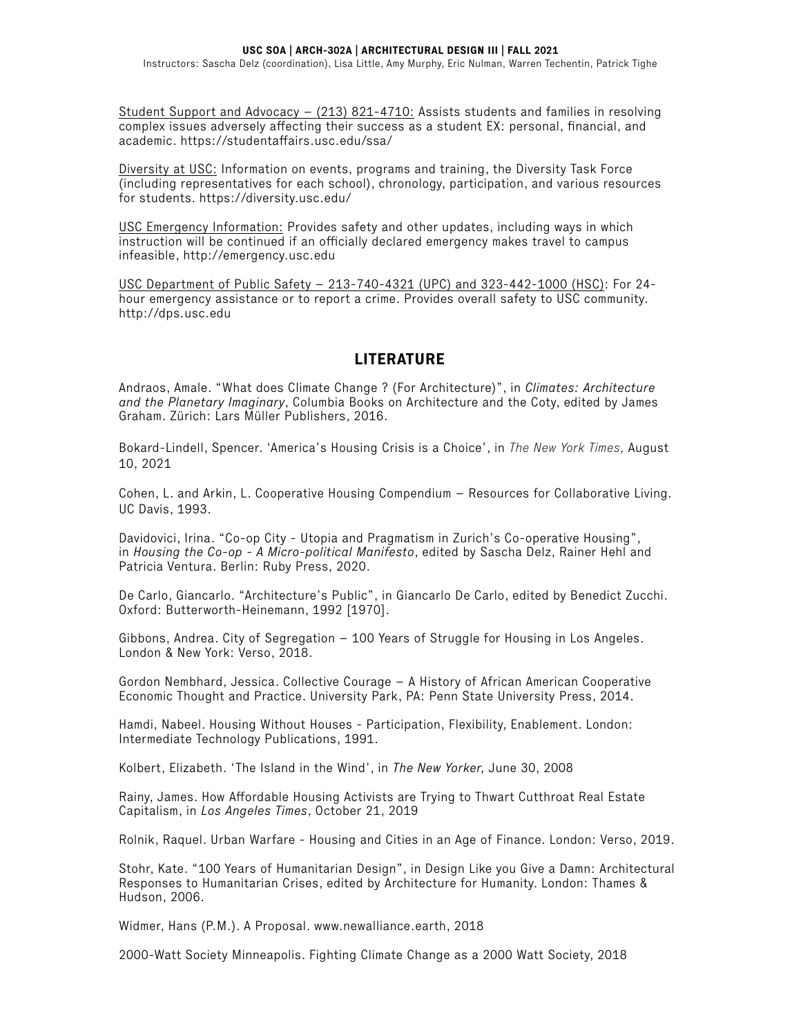<u>Student Support and Advocacy – (213) 821-4710:</u> Assists students and families in resolving complex issues adversely affecting their success as a student EX: personal, financial, and academic. https://studentaffairs.usc.edu/ssa/

<u>Diversity at USC:</u> Information on events, programs and training, the Diversity Task Force (including representatives for each school), chronology, participation, and various resources for students. https://diversity.usc.edu/

<u>USC Emergency Information:</u> Provides safety and other updates, including ways in which instruction will be continued if an officially declared emergency makes travel to campus infeasible, http://emergency.usc.edu

<u>USC Department of Public Safety – 213-740-4321 (UPC) and 323-442-1000 (HSC)</u>: For 24-hour emergency assistance or to report a crime. Provides overall safety to USC community. http://dps.usc.edu

## LITERATURE

Andraos, Amale. "What does Climate Change ? (For Architecture)", in *Climates: Architecture and the Planetary Imaginary*, Columbia Books on Architecture and the Coty, edited by James Graham. Zürich: Lars Müller Publishers, 2016.

Bokard-Lindell, Spencer. 'America's Housing Crisis is a Choice', in *The New York Times,* August 10, 2021

Cohen, L. and Arkin, L. Cooperative Housing Compendium – Resources for Collaborative Living. UC Davis, 1993.

Davidovici, Irina. "Co-op City - Utopia and Pragmatism in Zurich's Co-operative Housing", in *Housing the Co-op - A Micro-political Manifesto*, edited by Sascha Delz, Rainer Hehl and Patricia Ventura. Berlin: Ruby Press, 2020.

De Carlo, Giancarlo. "Architecture's Public", in Giancarlo De Carlo, edited by Benedict Zucchi. Oxford: Butterworth-Heinemann, 1992 [1970].

Gibbons, Andrea. City of Segregation – 100 Years of Struggle for Housing in Los Angeles. London & New York: Verso, 2018.

Gordon Nembhard, Jessica. Collective Courage – A History of African American Cooperative Economic Thought and Practice. University Park, PA: Penn State University Press, 2014.

Hamdi, Nabeel. Housing Without Houses - Participation, Flexibility, Enablement. London: Intermediate Technology Publications, 1991.

Kolbert, Elizabeth. 'The Island in the Wind', in *The New Yorker,* June 30, 2008

Rainy, James. How Affordable Housing Activists are Trying to Thwart Cutthroat Real Estate Capitalism, in *Los Angeles Times*, October 21, 2019

Rolnik, Raquel. Urban Warfare - Housing and Cities in an Age of Finance. London: Verso, 2019.

Stohr, Kate. "100 Years of Humanitarian Design", in Design Like you Give a Damn: Architectural Responses to Humanitarian Crises, edited by Architecture for Humanity. London: Thames & Hudson, 2006.

Widmer, Hans (P.M.). A Proposal. www.newalliance.earth, 2018

2000-Watt Society Minneapolis. Fighting Climate Change as a 2000 Watt Society, 2018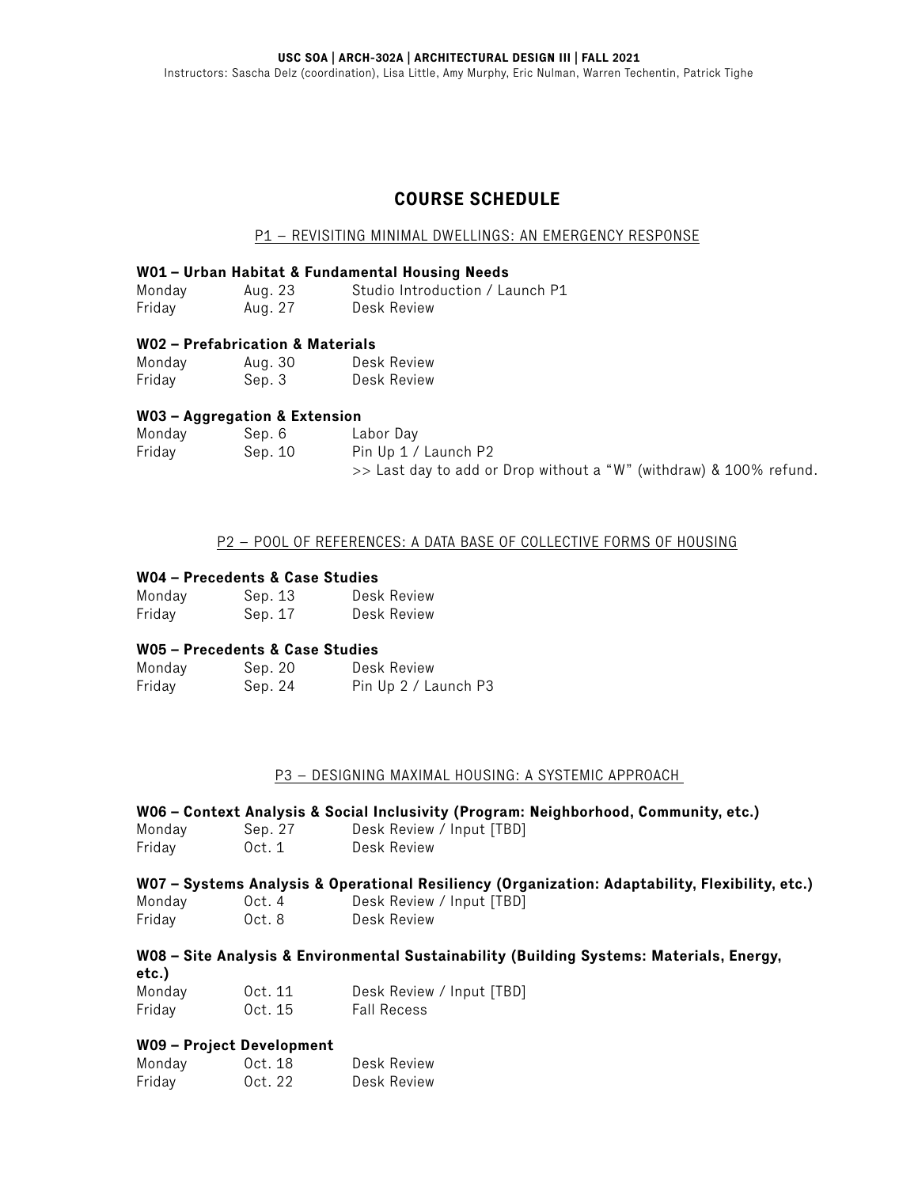# COURSE SCHEDULE

P1 – REVISITING MINIMAL DWELLINGS: AN EMERGENCY RESPONSE

**W01 – Urban Habitat & Fundamental Housing Needs**

| | | |
|---|---|---|
| Monday | Aug. 23 | Studio Introduction / Launch P1 |
| Friday | Aug. 27 | Desk Review |

**W02 – Prefabrication & Materials**

| | | |
|---|---|---|
| Monday | Aug. 30 | Desk Review |
| Friday | Sep. 3 | Desk Review |

**W03 – Aggregation & Extension**

| | | |
|---|---|---|
| Monday | Sep. 6 | Labor Day |
| Friday | Sep. 10 | Pin Up 1 / Launch P2<br>>> Last day to add or Drop without a "W" (withdraw) & 100% refund. |

P2 – POOL OF REFERENCES: A DATA BASE OF COLLECTIVE FORMS OF HOUSING

**W04 – Precedents & Case Studies**

| | | |
|---|---|---|
| Monday | Sep. 13 | Desk Review |
| Friday | Sep. 17 | Desk Review |

**W05 – Precedents & Case Studies**

| | | |
|---|---|---|
| Monday | Sep. 20 | Desk Review |
| Friday | Sep. 24 | Pin Up 2 / Launch P3 |

P3 – DESIGNING MAXIMAL HOUSING: A SYSTEMIC APPROACH

**W06 – Context Analysis & Social Inclusivity (Program: Neighborhood, Community, etc.)**

| | | |
|---|---|---|
| Monday | Sep. 27 | Desk Review / Input [TBD] |
| Friday | Oct. 1 | Desk Review |

**W07 – Systems Analysis & Operational Resiliency (Organization: Adaptability, Flexibility, etc.)**

| | | |
|---|---|---|
| Monday | Oct. 4 | Desk Review / Input [TBD] |
| Friday | Oct. 8 | Desk Review |

**W08 – Site Analysis & Environmental Sustainability (Building Systems: Materials, Energy, etc.)**

| | | |
|---|---|---|
| Monday | Oct. 11 | Desk Review / Input [TBD] |
| Friday | Oct. 15 | Fall Recess |

**W09 – Project Development**

| | | |
|---|---|---|
| Monday | Oct. 18 | Desk Review |
| Friday | Oct. 22 | Desk Review |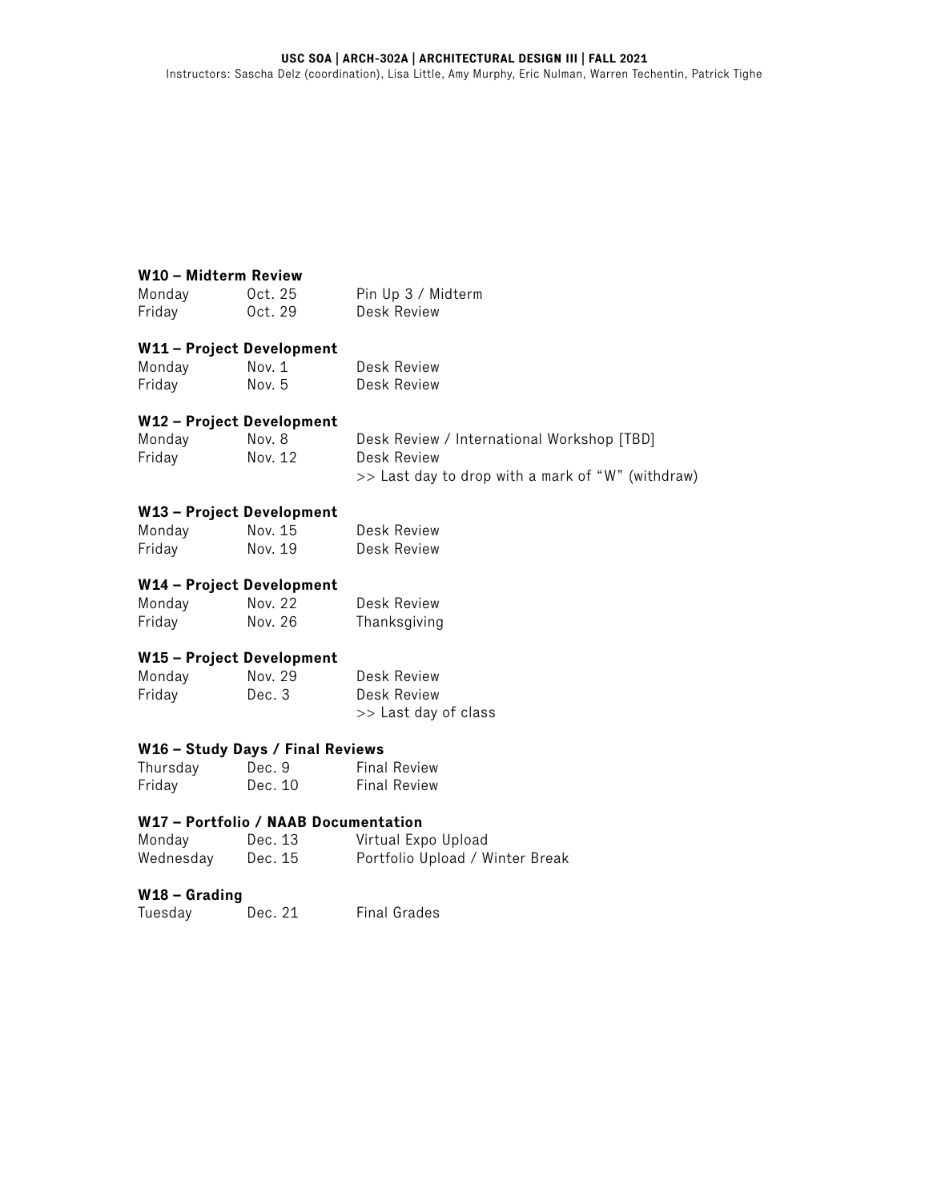### W10 – Midterm Review

| | | |
|---|---|---|
| Monday | Oct. 25 | Pin Up 3 / Midterm |
| Friday | Oct. 29 | Desk Review |

### W11 – Project Development

| | | |
|---|---|---|
| Monday | Nov. 1 | Desk Review |
| Friday | Nov. 5 | Desk Review |

### W12 – Project Development

| | | |
|---|---|---|
| Monday | Nov. 8 | Desk Review / International Workshop [TBD] |
| Friday | Nov. 12 | Desk Review |
| | | >> Last day to drop with a mark of "W" (withdraw) |

### W13 – Project Development

| | | |
|---|---|---|
| Monday | Nov. 15 | Desk Review |
| Friday | Nov. 19 | Desk Review |

### W14 – Project Development

| | | |
|---|---|---|
| Monday | Nov. 22 | Desk Review |
| Friday | Nov. 26 | Thanksgiving |

### W15 – Project Development

| | | |
|---|---|---|
| Monday | Nov. 29 | Desk Review |
| Friday | Dec. 3 | Desk Review |
| | | >> Last day of class |

### W16 – Study Days / Final Reviews

| | | |
|---|---|---|
| Thursday | Dec. 9 | Final Review |
| Friday | Dec. 10 | Final Review |

### W17 – Portfolio / NAAB Documentation

| | | |
|---|---|---|
| Monday | Dec. 13 | Virtual Expo Upload |
| Wednesday | Dec. 15 | Portfolio Upload / Winter Break |

### W18 – Grading

| | | |
|---|---|---|
| Tuesday | Dec. 21 | Final Grades |